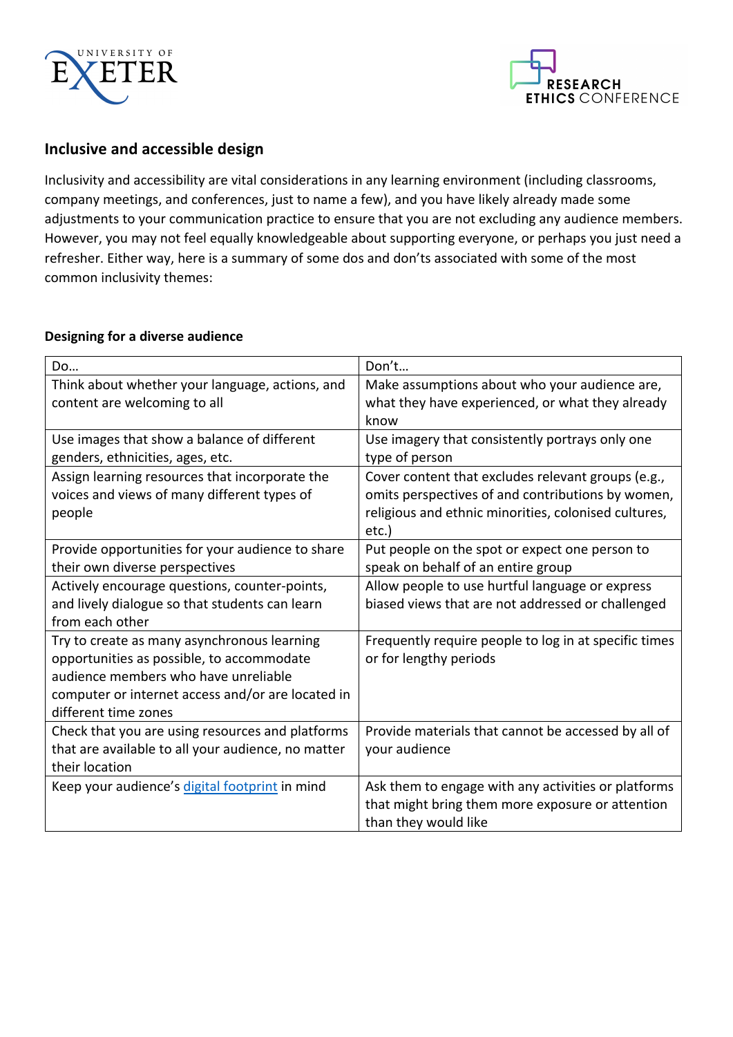## Inclusive and accessible design

Inclusivity and accessibility are vital considerations in any learning environment (including classrooms, company meetings, and conferences, just to name a few), and you have likely already made some adjustments to your communication practice to ensure that you are not excluding any audience members. However, you may not feel equally knowledgeable about supporting everyone, or perhaps you just need a refresher. Either way, here is a summary of some dos and don'ts associated with some of the most common inclusivity themes:

### Designing for a diverse audience

| Do… | Don't… |
|---|---|
| Think about whether your language, actions, and content are welcoming to all | Make assumptions about who your audience are, what they have experienced, or what they already know |
| Use images that show a balance of different genders, ethnicities, ages, etc. | Use imagery that consistently portrays only one type of person |
| Assign learning resources that incorporate the voices and views of many different types of people | Cover content that excludes relevant groups (e.g., omits perspectives of and contributions by women, religious and ethnic minorities, colonised cultures, etc.) |
| Provide opportunities for your audience to share their own diverse perspectives | Put people on the spot or expect one person to speak on behalf of an entire group |
| Actively encourage questions, counter-points, and lively dialogue so that students can learn from each other | Allow people to use hurtful language or express biased views that are not addressed or challenged |
| Try to create as many asynchronous learning opportunities as possible, to accommodate audience members who have unreliable computer or internet access and/or are located in different time zones | Frequently require people to log in at specific times or for lengthy periods |
| Check that you are using resources and platforms that are available to all your audience, no matter their location | Provide materials that cannot be accessed by all of your audience |
| Keep your audience's digital footprint in mind | Ask them to engage with any activities or platforms that might bring them more exposure or attention than they would like |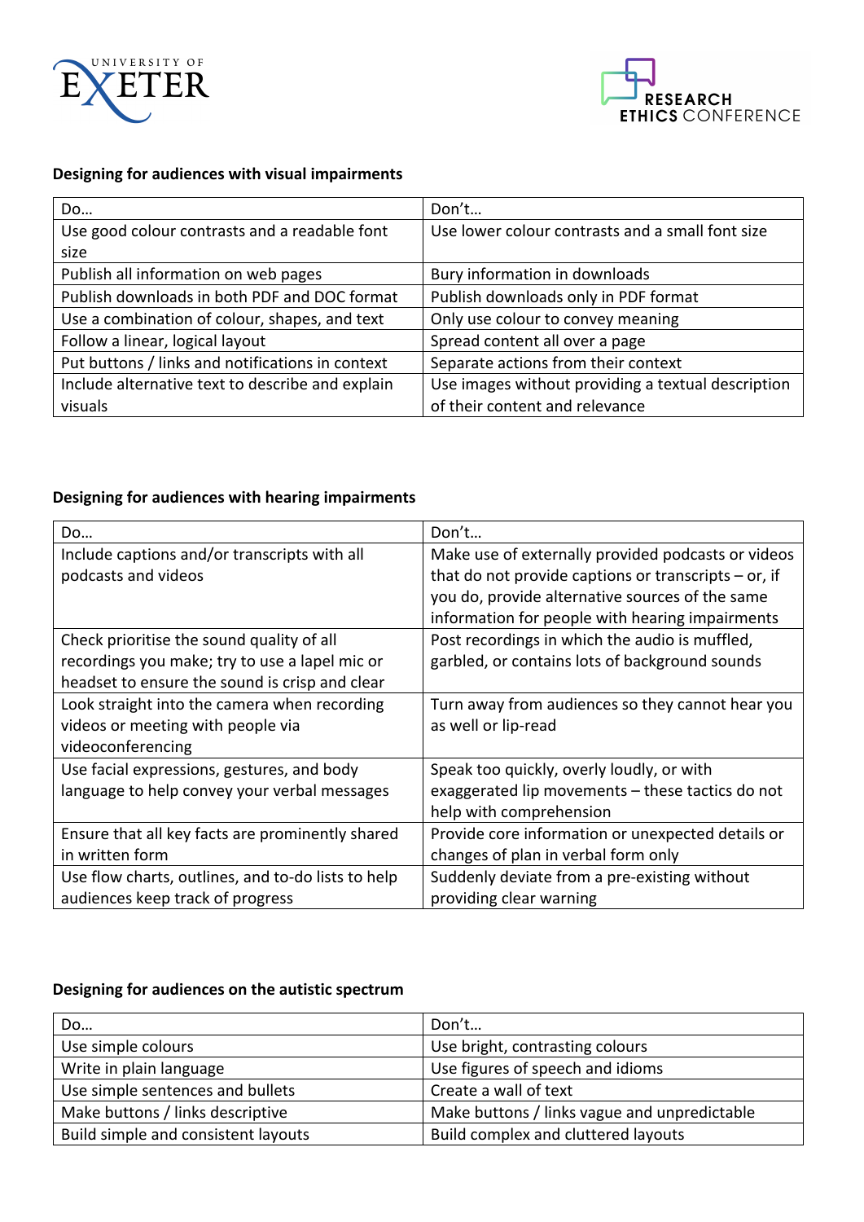### Designing for audiences with visual impairments

| Do… | Don't… |
| --- | --- |
| Use good colour contrasts and a readable font size | Use lower colour contrasts and a small font size |
| Publish all information on web pages | Bury information in downloads |
| Publish downloads in both PDF and DOC format | Publish downloads only in PDF format |
| Use a combination of colour, shapes, and text | Only use colour to convey meaning |
| Follow a linear, logical layout | Spread content all over a page |
| Put buttons / links and notifications in context | Separate actions from their context |
| Include alternative text to describe and explain visuals | Use images without providing a textual description of their content and relevance |

### Designing for audiences with hearing impairments

| Do… | Don't… |
| --- | --- |
| Include captions and/or transcripts with all podcasts and videos | Make use of externally provided podcasts or videos that do not provide captions or transcripts – or, if you do, provide alternative sources of the same information for people with hearing impairments |
| Check prioritise the sound quality of all recordings you make; try to use a lapel mic or headset to ensure the sound is crisp and clear | Post recordings in which the audio is muffled, garbled, or contains lots of background sounds |
| Look straight into the camera when recording videos or meeting with people via videoconferencing | Turn away from audiences so they cannot hear you as well or lip-read |
| Use facial expressions, gestures, and body language to help convey your verbal messages | Speak too quickly, overly loudly, or with exaggerated lip movements – these tactics do not help with comprehension |
| Ensure that all key facts are prominently shared in written form | Provide core information or unexpected details or changes of plan in verbal form only |
| Use flow charts, outlines, and to-do lists to help audiences keep track of progress | Suddenly deviate from a pre-existing without providing clear warning |

### Designing for audiences on the autistic spectrum

| Do… | Don't… |
| --- | --- |
| Use simple colours | Use bright, contrasting colours |
| Write in plain language | Use figures of speech and idioms |
| Use simple sentences and bullets | Create a wall of text |
| Make buttons / links descriptive | Make buttons / links vague and unpredictable |
| Build simple and consistent layouts | Build complex and cluttered layouts |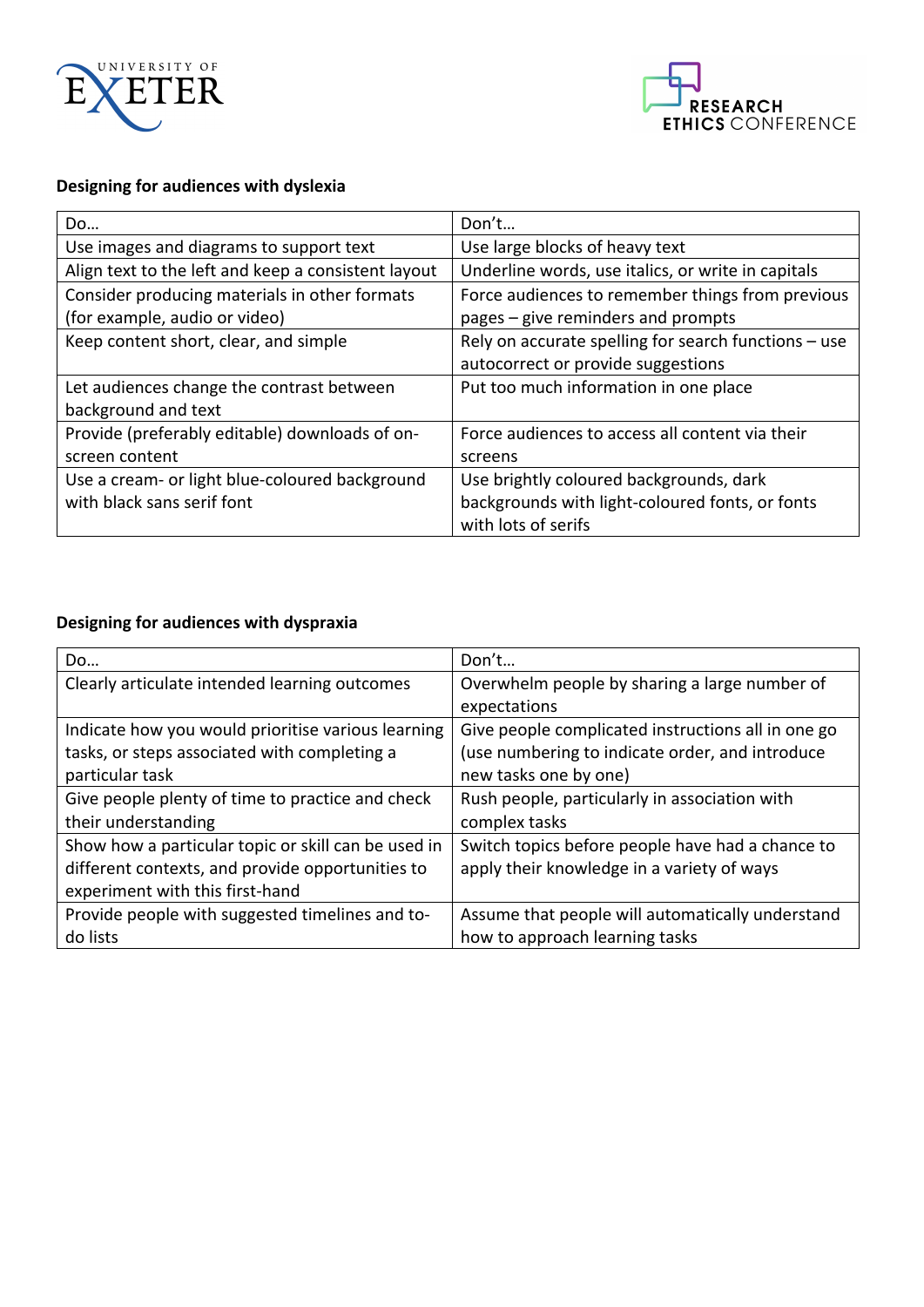**Designing for audiences with dyslexia**

| Do… | Don't… |
|---|---|
| Use images and diagrams to support text | Use large blocks of heavy text |
| Align text to the left and keep a consistent layout | Underline words, use italics, or write in capitals |
| Consider producing materials in other formats (for example, audio or video) | Force audiences to remember things from previous pages – give reminders and prompts |
| Keep content short, clear, and simple | Rely on accurate spelling for search functions – use autocorrect or provide suggestions |
| Let audiences change the contrast between background and text | Put too much information in one place |
| Provide (preferably editable) downloads of on-screen content | Force audiences to access all content via their screens |
| Use a cream- or light blue-coloured background with black sans serif font | Use brightly coloured backgrounds, dark backgrounds with light-coloured fonts, or fonts with lots of serifs |

**Designing for audiences with dyspraxia**

| Do… | Don't… |
|---|---|
| Clearly articulate intended learning outcomes | Overwhelm people by sharing a large number of expectations |
| Indicate how you would prioritise various learning tasks, or steps associated with completing a particular task | Give people complicated instructions all in one go (use numbering to indicate order, and introduce new tasks one by one) |
| Give people plenty of time to practice and check their understanding | Rush people, particularly in association with complex tasks |
| Show how a particular topic or skill can be used in different contexts, and provide opportunities to experiment with this first-hand | Switch topics before people have had a chance to apply their knowledge in a variety of ways |
| Provide people with suggested timelines and to-do lists | Assume that people will automatically understand how to approach learning tasks |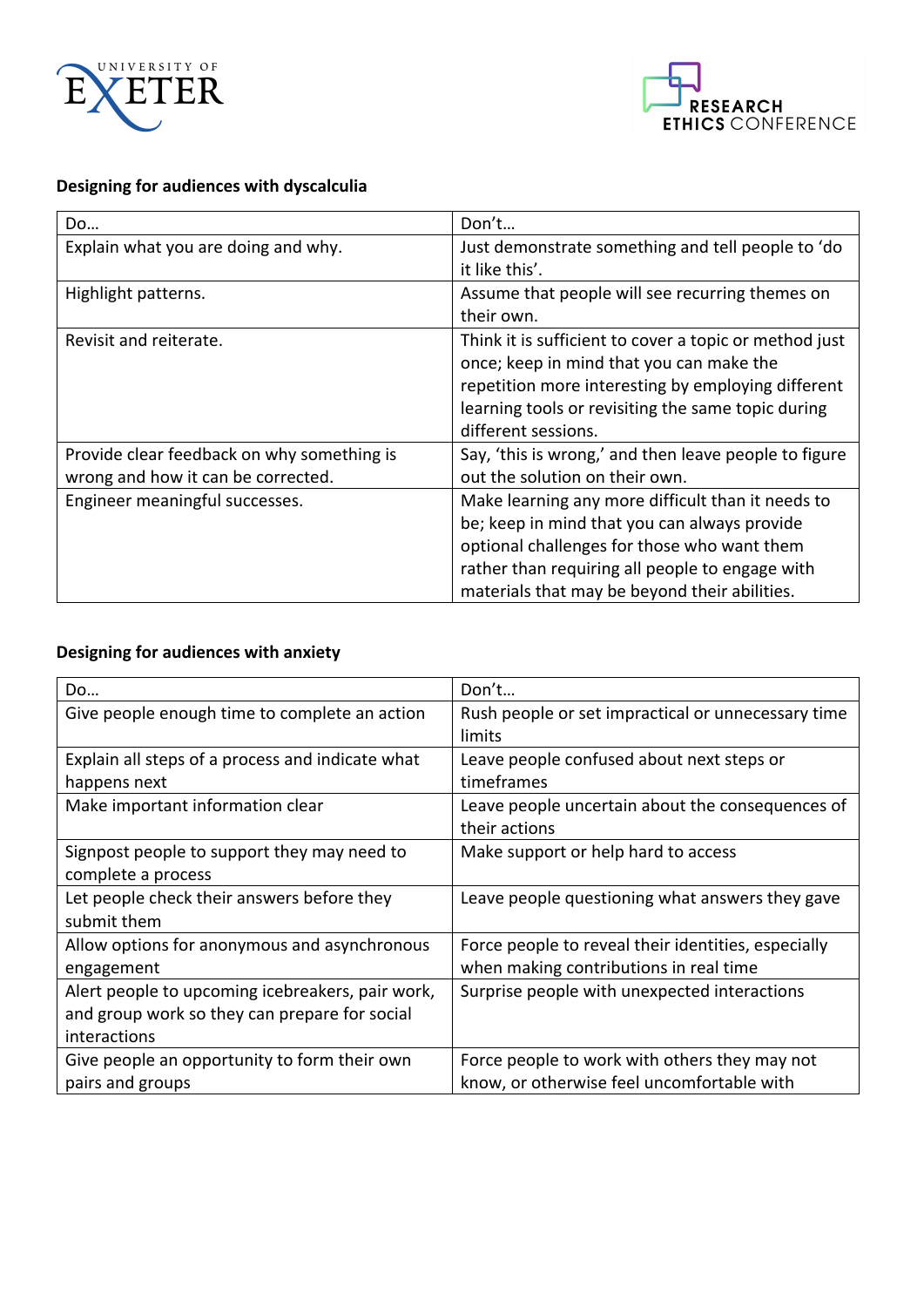**Designing for audiences with dyscalculia**

| Do… | Don't… |
| --- | --- |
| Explain what you are doing and why. | Just demonstrate something and tell people to 'do it like this'. |
| Highlight patterns. | Assume that people will see recurring themes on their own. |
| Revisit and reiterate. | Think it is sufficient to cover a topic or method just once; keep in mind that you can make the repetition more interesting by employing different learning tools or revisiting the same topic during different sessions. |
| Provide clear feedback on why something is wrong and how it can be corrected. | Say, 'this is wrong,' and then leave people to figure out the solution on their own. |
| Engineer meaningful successes. | Make learning any more difficult than it needs to be; keep in mind that you can always provide optional challenges for those who want them rather than requiring all people to engage with materials that may be beyond their abilities. |

**Designing for audiences with anxiety**

| Do… | Don't… |
| --- | --- |
| Give people enough time to complete an action | Rush people or set impractical or unnecessary time limits |
| Explain all steps of a process and indicate what happens next | Leave people confused about next steps or timeframes |
| Make important information clear | Leave people uncertain about the consequences of their actions |
| Signpost people to support they may need to complete a process | Make support or help hard to access |
| Let people check their answers before they submit them | Leave people questioning what answers they gave |
| Allow options for anonymous and asynchronous engagement | Force people to reveal their identities, especially when making contributions in real time |
| Alert people to upcoming icebreakers, pair work, and group work so they can prepare for social interactions | Surprise people with unexpected interactions |
| Give people an opportunity to form their own pairs and groups | Force people to work with others they may not know, or otherwise feel uncomfortable with |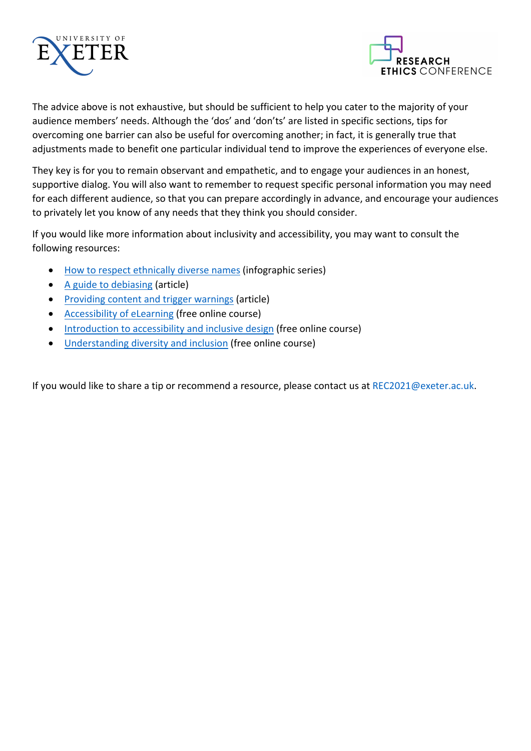The advice above is not exhaustive, but should be sufficient to help you cater to the majority of your audience members' needs. Although the 'dos' and 'don'ts' are listed in specific sections, tips for overcoming one barrier can also be useful for overcoming another; in fact, it is generally true that adjustments made to benefit one particular individual tend to improve the experiences of everyone else.

They key is for you to remain observant and empathetic, and to engage your audiences in an honest, supportive dialog. You will also want to remember to request specific personal information you may need for each different audience, so that you can prepare accordingly in advance, and encourage your audiences to privately let you know of any needs that they think you should consider.

If you would like more information about inclusivity and accessibility, you may want to consult the following resources:

- How to respect ethnically diverse names (infographic series)
- A guide to debiasing (article)
- Providing content and trigger warnings (article)
- Accessibility of eLearning (free online course)
- Introduction to accessibility and inclusive design (free online course)
- Understanding diversity and inclusion (free online course)

If you would like to share a tip or recommend a resource, please contact us at REC2021@exeter.ac.uk.